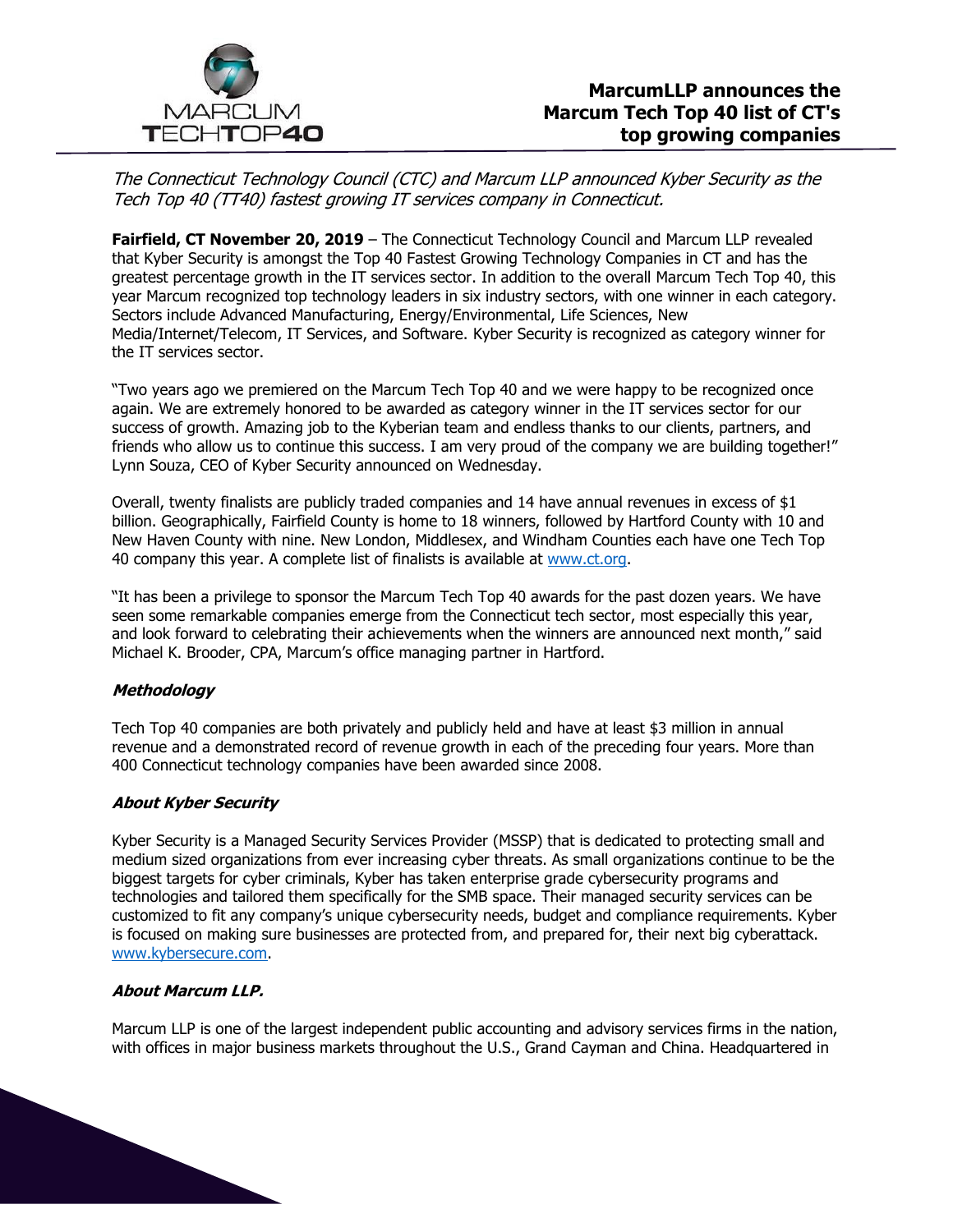# MarcumLLP announces the Marcum Tech Top 40 list of CT's top growing companies

*The Connecticut Technology Council (CTC) and Marcum LLP announced Kyber Security as the Tech Top 40 (TT40) fastest growing IT services company in Connecticut.*

**Fairfield, CT November 20, 2019** – The Connecticut Technology Council and Marcum LLP revealed that Kyber Security is amongst the Top 40 Fastest Growing Technology Companies in CT and has the greatest percentage growth in the IT services sector. In addition to the overall Marcum Tech Top 40, this year Marcum recognized top technology leaders in six industry sectors, with one winner in each category. Sectors include Advanced Manufacturing, Energy/Environmental, Life Sciences, New Media/Internet/Telecom, IT Services, and Software. Kyber Security is recognized as category winner for the IT services sector.

"Two years ago we premiered on the Marcum Tech Top 40 and we were happy to be recognized once again. We are extremely honored to be awarded as category winner in the IT services sector for our success of growth. Amazing job to the Kyberian team and endless thanks to our clients, partners, and friends who allow us to continue this success. I am very proud of the company we are building together!" Lynn Souza, CEO of Kyber Security announced on Wednesday.

Overall, twenty finalists are publicly traded companies and 14 have annual revenues in excess of $1 billion. Geographically, Fairfield County is home to 18 winners, followed by Hartford County with 10 and New Haven County with nine. New London, Middlesex, and Windham Counties each have one Tech Top 40 company this year. A complete list of finalists is available at [www.ct.org](http://www.ct.org).

"It has been a privilege to sponsor the Marcum Tech Top 40 awards for the past dozen years. We have seen some remarkable companies emerge from the Connecticut tech sector, most especially this year, and look forward to celebrating their achievements when the winners are announced next month," said Michael K. Brooder, CPA, Marcum's office managing partner in Hartford.

### ***Methodology***

Tech Top 40 companies are both privately and publicly held and have at least $3 million in annual revenue and a demonstrated record of revenue growth in each of the preceding four years. More than 400 Connecticut technology companies have been awarded since 2008.

### ***About Kyber Security***

Kyber Security is a Managed Security Services Provider (MSSP) that is dedicated to protecting small and medium sized organizations from ever increasing cyber threats. As small organizations continue to be the biggest targets for cyber criminals, Kyber has taken enterprise grade cybersecurity programs and technologies and tailored them specifically for the SMB space. Their managed security services can be customized to fit any company's unique cybersecurity needs, budget and compliance requirements. Kyber is focused on making sure businesses are protected from, and prepared for, their next big cyberattack. [www.kybersecure.com](http://www.kybersecure.com).

### ***About Marcum LLP.***

Marcum LLP is one of the largest independent public accounting and advisory services firms in the nation, with offices in major business markets throughout the U.S., Grand Cayman and China. Headquartered in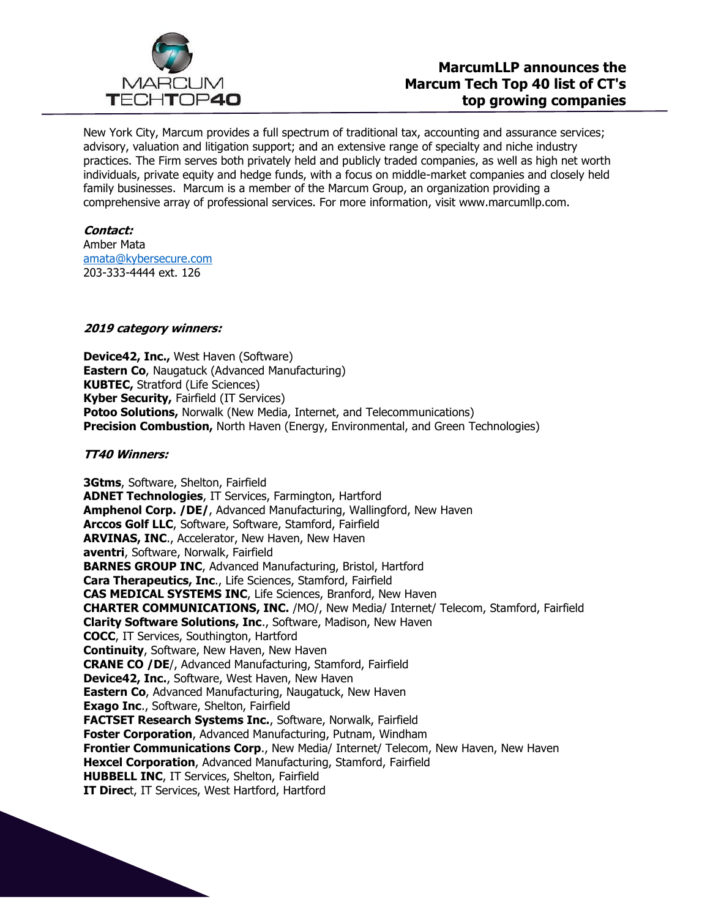New York City, Marcum provides a full spectrum of traditional tax, accounting and assurance services; advisory, valuation and litigation support; and an extensive range of specialty and niche industry practices. The Firm serves both privately held and publicly traded companies, as well as high net worth individuals, private equity and hedge funds, with a focus on middle-market companies and closely held family businesses. Marcum is a member of the Marcum Group, an organization providing a comprehensive array of professional services. For more information, visit www.marcumllp.com.

***Contact:***
Amber Mata
amata@kybersecure.com
203-333-4444 ext. 126

***2019 category winners:***

**Device42, Inc.,** West Haven (Software)
**Eastern Co**, Naugatuck (Advanced Manufacturing)
**KUBTEC,** Stratford (Life Sciences)
**Kyber Security,** Fairfield (IT Services)
**Potoo Solutions,** Norwalk (New Media, Internet, and Telecommunications)
**Precision Combustion,** North Haven (Energy, Environmental, and Green Technologies)

***TT40 Winners:***

**3Gtms**, Software, Shelton, Fairfield
**ADNET Technologies**, IT Services, Farmington, Hartford
**Amphenol Corp. /DE/**, Advanced Manufacturing, Wallingford, New Haven
**Arccos Golf LLC**, Software, Software, Stamford, Fairfield
**ARVINAS, INC**., Accelerator, New Haven, New Haven
**aventri**, Software, Norwalk, Fairfield
**BARNES GROUP INC**, Advanced Manufacturing, Bristol, Hartford
**Cara Therapeutics, Inc**., Life Sciences, Stamford, Fairfield
**CAS MEDICAL SYSTEMS INC**, Life Sciences, Branford, New Haven
**CHARTER COMMUNICATIONS, INC.** /MO/, New Media/ Internet/ Telecom, Stamford, Fairfield
**Clarity Software Solutions, Inc**., Software, Madison, New Haven
**COCC**, IT Services, Southington, Hartford
**Continuity**, Software, New Haven, New Haven
**CRANE CO /DE**/, Advanced Manufacturing, Stamford, Fairfield
**Device42, Inc.**, Software, West Haven, New Haven
**Eastern Co**, Advanced Manufacturing, Naugatuck, New Haven
**Exago Inc**., Software, Shelton, Fairfield
**FACTSET Research Systems Inc.**, Software, Norwalk, Fairfield
**Foster Corporation**, Advanced Manufacturing, Putnam, Windham
**Frontier Communications Corp**., New Media/ Internet/ Telecom, New Haven, New Haven
**Hexcel Corporation**, Advanced Manufacturing, Stamford, Fairfield
**HUBBELL INC**, IT Services, Shelton, Fairfield
**IT Direc**t, IT Services, West Hartford, Hartford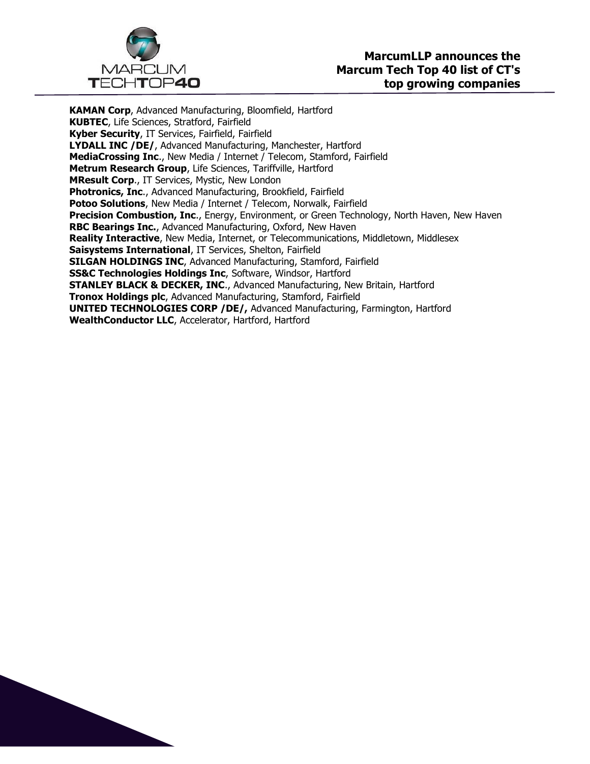**KAMAN Corp**, Advanced Manufacturing, Bloomfield, Hartford
**KUBTEC**, Life Sciences, Stratford, Fairfield
**Kyber Security**, IT Services, Fairfield, Fairfield
**LYDALL INC /DE/**, Advanced Manufacturing, Manchester, Hartford
**MediaCrossing Inc**., New Media / Internet / Telecom, Stamford, Fairfield
**Metrum Research Group**, Life Sciences, Tariffville, Hartford
**MResult Corp**., IT Services, Mystic, New London
**Photronics, Inc**., Advanced Manufacturing, Brookfield, Fairfield
**Potoo Solutions**, New Media / Internet / Telecom, Norwalk, Fairfield
**Precision Combustion, Inc**., Energy, Environment, or Green Technology, North Haven, New Haven
**RBC Bearings Inc.**, Advanced Manufacturing, Oxford, New Haven
**Reality Interactive**, New Media, Internet, or Telecommunications, Middletown, Middlesex
**Saisystems International**, IT Services, Shelton, Fairfield
**SILGAN HOLDINGS INC**, Advanced Manufacturing, Stamford, Fairfield
**SS&C Technologies Holdings Inc**, Software, Windsor, Hartford
**STANLEY BLACK & DECKER, INC**., Advanced Manufacturing, New Britain, Hartford
**Tronox Holdings plc**, Advanced Manufacturing, Stamford, Fairfield
**UNITED TECHNOLOGIES CORP /DE/,** Advanced Manufacturing, Farmington, Hartford
**WealthConductor LLC**, Accelerator, Hartford, Hartford